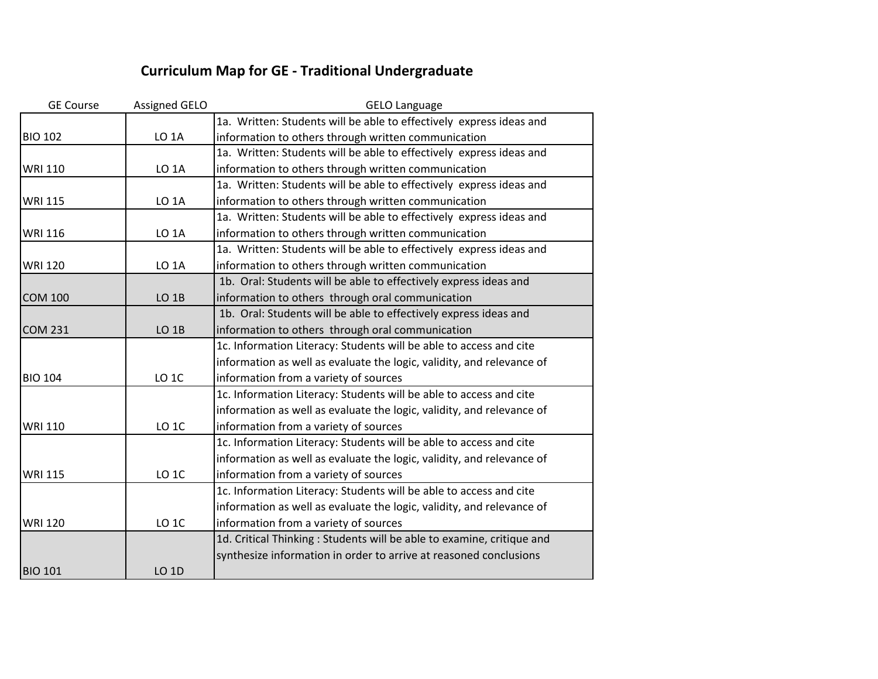# Curriculum Map for GE - Traditional Undergraduate

| GE Course | Assigned GELO | GELO Language |
|---|---|---|
| BIO 102 | LO 1A | 1a. Written: Students will be able to effectively express ideas and information to others through written communication |
| WRI 110 | LO 1A | 1a. Written: Students will be able to effectively express ideas and information to others through written communication |
| WRI 115 | LO 1A | 1a. Written: Students will be able to effectively express ideas and information to others through written communication |
| WRI 116 | LO 1A | 1a. Written: Students will be able to effectively express ideas and information to others through written communication |
| WRI 120 | LO 1A | 1a. Written: Students will be able to effectively express ideas and information to others through written communication |
| COM 100 | LO 1B | 1b. Oral: Students will be able to effectively express ideas and information to others through oral communication |
| COM 231 | LO 1B | 1b. Oral: Students will be able to effectively express ideas and information to others through oral communication |
| BIO 104 | LO 1C | 1c. Information Literacy: Students will be able to access and cite information as well as evaluate the logic, validity, and relevance of information from a variety of sources |
| WRI 110 | LO 1C | 1c. Information Literacy: Students will be able to access and cite information as well as evaluate the logic, validity, and relevance of information from a variety of sources |
| WRI 115 | LO 1C | 1c. Information Literacy: Students will be able to access and cite information as well as evaluate the logic, validity, and relevance of information from a variety of sources |
| WRI 120 | LO 1C | 1c. Information Literacy: Students will be able to access and cite information as well as evaluate the logic, validity, and relevance of information from a variety of sources |
| BIO 101 | LO 1D | 1d. Critical Thinking : Students will be able to examine, critique and synthesize information in order to arrive at reasoned conclusions |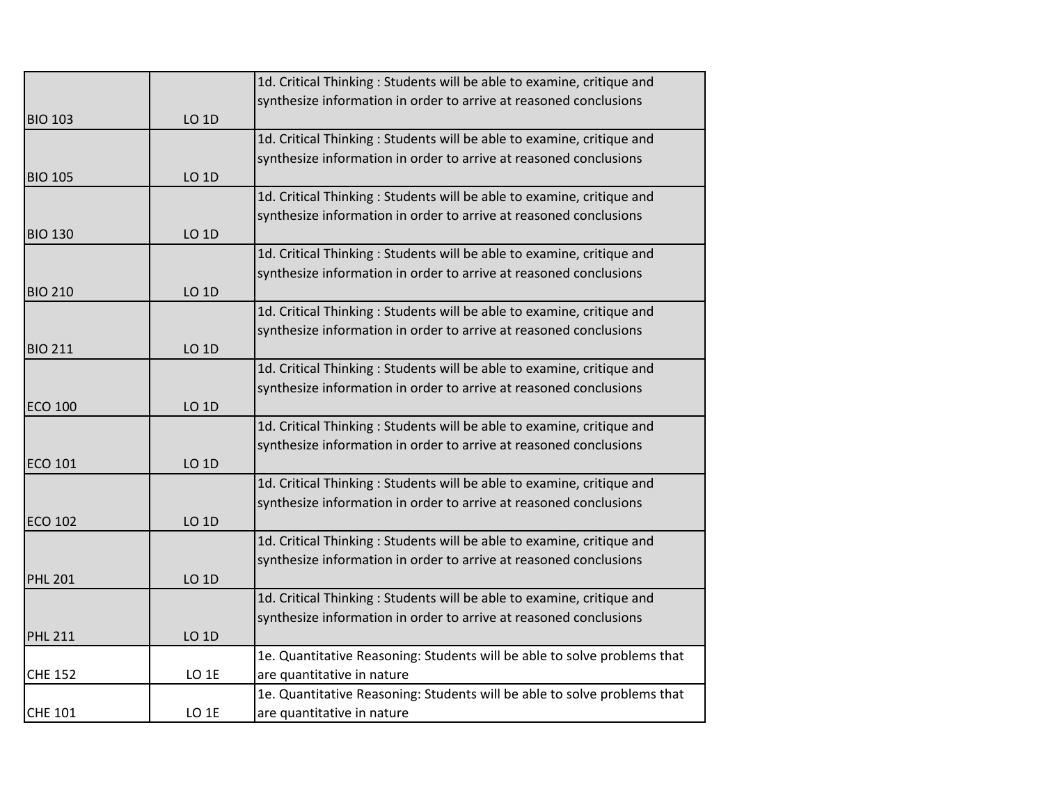| | | |
|---|---|---|
| BIO 103 | LO 1D | 1d. Critical Thinking : Students will be able to examine, critique and synthesize information in order to arrive at reasoned conclusions |
| BIO 105 | LO 1D | 1d. Critical Thinking : Students will be able to examine, critique and synthesize information in order to arrive at reasoned conclusions |
| BIO 130 | LO 1D | 1d. Critical Thinking : Students will be able to examine, critique and synthesize information in order to arrive at reasoned conclusions |
| BIO 210 | LO 1D | 1d. Critical Thinking : Students will be able to examine, critique and synthesize information in order to arrive at reasoned conclusions |
| BIO 211 | LO 1D | 1d. Critical Thinking : Students will be able to examine, critique and synthesize information in order to arrive at reasoned conclusions |
| ECO 100 | LO 1D | 1d. Critical Thinking : Students will be able to examine, critique and synthesize information in order to arrive at reasoned conclusions |
| ECO 101 | LO 1D | 1d. Critical Thinking : Students will be able to examine, critique and synthesize information in order to arrive at reasoned conclusions |
| ECO 102 | LO 1D | 1d. Critical Thinking : Students will be able to examine, critique and synthesize information in order to arrive at reasoned conclusions |
| PHL 201 | LO 1D | 1d. Critical Thinking : Students will be able to examine, critique and synthesize information in order to arrive at reasoned conclusions |
| PHL 211 | LO 1D | 1d. Critical Thinking : Students will be able to examine, critique and synthesize information in order to arrive at reasoned conclusions |
| CHE 152 | LO 1E | 1e. Quantitative Reasoning: Students will be able to solve problems that are quantitative in nature |
| CHE 101 | LO 1E | 1e. Quantitative Reasoning: Students will be able to solve problems that are quantitative in nature |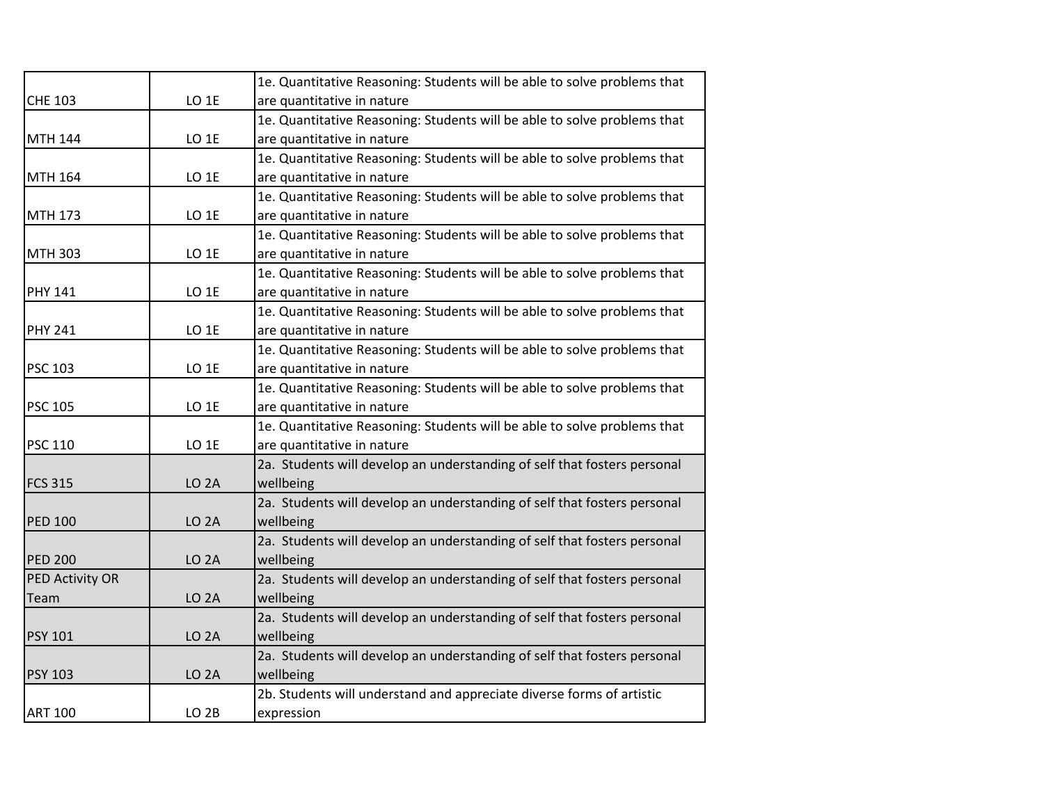| | | |
|---|---|---|
| CHE 103 | LO 1E | 1e. Quantitative Reasoning: Students will be able to solve problems that are quantitative in nature |
| MTH 144 | LO 1E | 1e. Quantitative Reasoning: Students will be able to solve problems that are quantitative in nature |
| MTH 164 | LO 1E | 1e. Quantitative Reasoning: Students will be able to solve problems that are quantitative in nature |
| MTH 173 | LO 1E | 1e. Quantitative Reasoning: Students will be able to solve problems that are quantitative in nature |
| MTH 303 | LO 1E | 1e. Quantitative Reasoning: Students will be able to solve problems that are quantitative in nature |
| PHY 141 | LO 1E | 1e. Quantitative Reasoning: Students will be able to solve problems that are quantitative in nature |
| PHY 241 | LO 1E | 1e. Quantitative Reasoning: Students will be able to solve problems that are quantitative in nature |
| PSC 103 | LO 1E | 1e. Quantitative Reasoning: Students will be able to solve problems that are quantitative in nature |
| PSC 105 | LO 1E | 1e. Quantitative Reasoning: Students will be able to solve problems that are quantitative in nature |
| PSC 110 | LO 1E | 1e. Quantitative Reasoning: Students will be able to solve problems that are quantitative in nature |
| FCS 315 | LO 2A | 2a. Students will develop an understanding of self that fosters personal wellbeing |
| PED 100 | LO 2A | 2a. Students will develop an understanding of self that fosters personal wellbeing |
| PED 200 | LO 2A | 2a. Students will develop an understanding of self that fosters personal wellbeing |
| PED Activity OR Team | LO 2A | 2a. Students will develop an understanding of self that fosters personal wellbeing |
| PSY 101 | LO 2A | 2a. Students will develop an understanding of self that fosters personal wellbeing |
| PSY 103 | LO 2A | 2a. Students will develop an understanding of self that fosters personal wellbeing |
| ART 100 | LO 2B | 2b. Students will understand and appreciate diverse forms of artistic expression |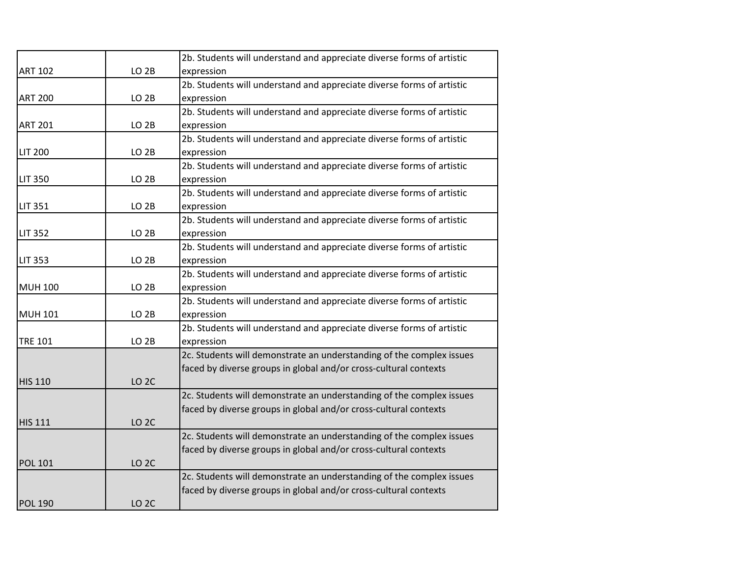| | | |
|---|---|---|
| ART 102 | LO 2B | 2b. Students will understand and appreciate diverse forms of artistic expression |
| ART 200 | LO 2B | 2b. Students will understand and appreciate diverse forms of artistic expression |
| ART 201 | LO 2B | 2b. Students will understand and appreciate diverse forms of artistic expression |
| LIT 200 | LO 2B | 2b. Students will understand and appreciate diverse forms of artistic expression |
| LIT 350 | LO 2B | 2b. Students will understand and appreciate diverse forms of artistic expression |
| LIT 351 | LO 2B | 2b. Students will understand and appreciate diverse forms of artistic expression |
| LIT 352 | LO 2B | 2b. Students will understand and appreciate diverse forms of artistic expression |
| LIT 353 | LO 2B | 2b. Students will understand and appreciate diverse forms of artistic expression |
| MUH 100 | LO 2B | 2b. Students will understand and appreciate diverse forms of artistic expression |
| MUH 101 | LO 2B | 2b. Students will understand and appreciate diverse forms of artistic expression |
| TRE 101 | LO 2B | 2b. Students will understand and appreciate diverse forms of artistic expression |
| HIS 110 | LO 2C | 2c. Students will demonstrate an understanding of the complex issues faced by diverse groups in global and/or cross-cultural contexts |
| HIS 111 | LO 2C | 2c. Students will demonstrate an understanding of the complex issues faced by diverse groups in global and/or cross-cultural contexts |
| POL 101 | LO 2C | 2c. Students will demonstrate an understanding of the complex issues faced by diverse groups in global and/or cross-cultural contexts |
| POL 190 | LO 2C | 2c. Students will demonstrate an understanding of the complex issues faced by diverse groups in global and/or cross-cultural contexts |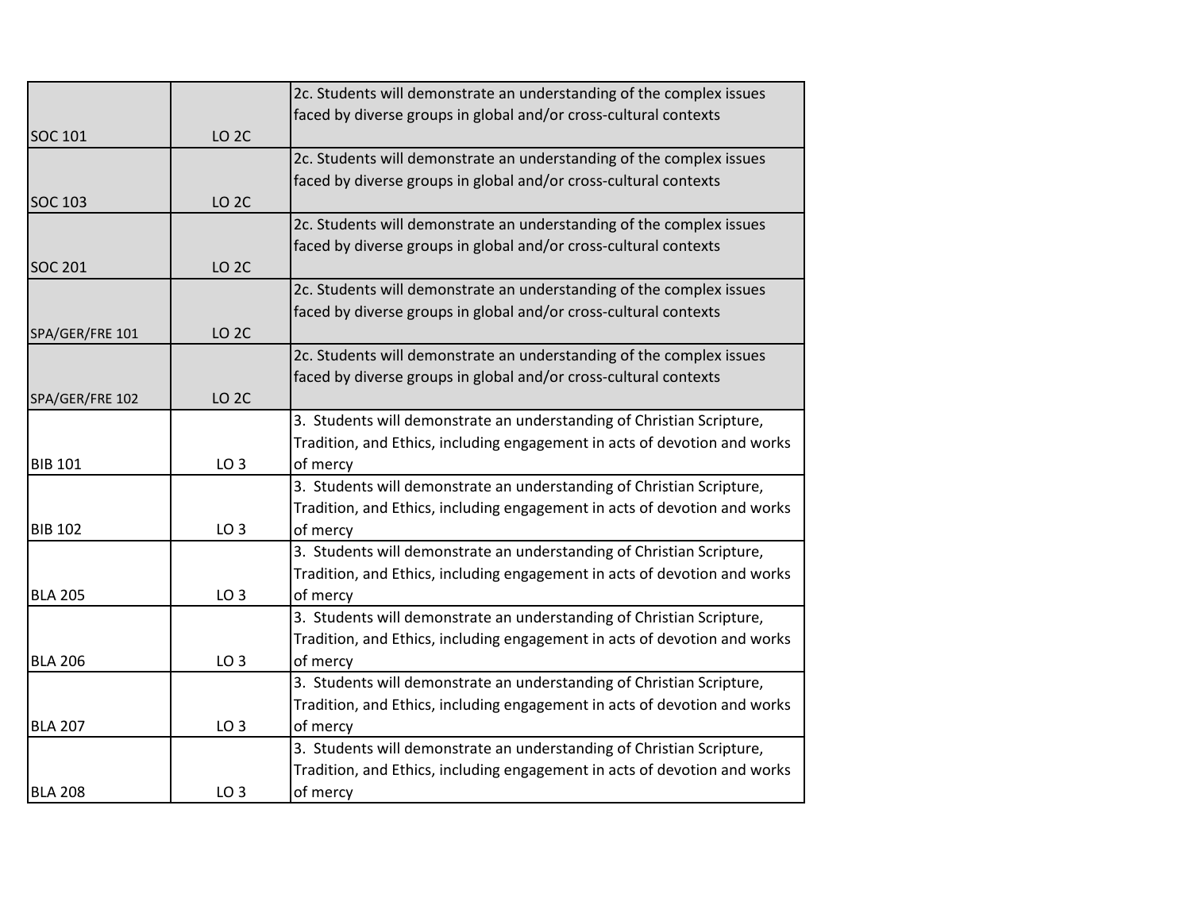| | | |
|---|---|---|
| SOC 101 | LO 2C | 2c. Students will demonstrate an understanding of the complex issues faced by diverse groups in global and/or cross-cultural contexts |
| SOC 103 | LO 2C | 2c. Students will demonstrate an understanding of the complex issues faced by diverse groups in global and/or cross-cultural contexts |
| SOC 201 | LO 2C | 2c. Students will demonstrate an understanding of the complex issues faced by diverse groups in global and/or cross-cultural contexts |
| SPA/GER/FRE 101 | LO 2C | 2c. Students will demonstrate an understanding of the complex issues faced by diverse groups in global and/or cross-cultural contexts |
| SPA/GER/FRE 102 | LO 2C | 2c. Students will demonstrate an understanding of the complex issues faced by diverse groups in global and/or cross-cultural contexts |
| BIB 101 | LO 3 | 3. Students will demonstrate an understanding of Christian Scripture, Tradition, and Ethics, including engagement in acts of devotion and works of mercy |
| BIB 102 | LO 3 | 3. Students will demonstrate an understanding of Christian Scripture, Tradition, and Ethics, including engagement in acts of devotion and works of mercy |
| BLA 205 | LO 3 | 3. Students will demonstrate an understanding of Christian Scripture, Tradition, and Ethics, including engagement in acts of devotion and works of mercy |
| BLA 206 | LO 3 | 3. Students will demonstrate an understanding of Christian Scripture, Tradition, and Ethics, including engagement in acts of devotion and works of mercy |
| BLA 207 | LO 3 | 3. Students will demonstrate an understanding of Christian Scripture, Tradition, and Ethics, including engagement in acts of devotion and works of mercy |
| BLA 208 | LO 3 | 3. Students will demonstrate an understanding of Christian Scripture, Tradition, and Ethics, including engagement in acts of devotion and works of mercy |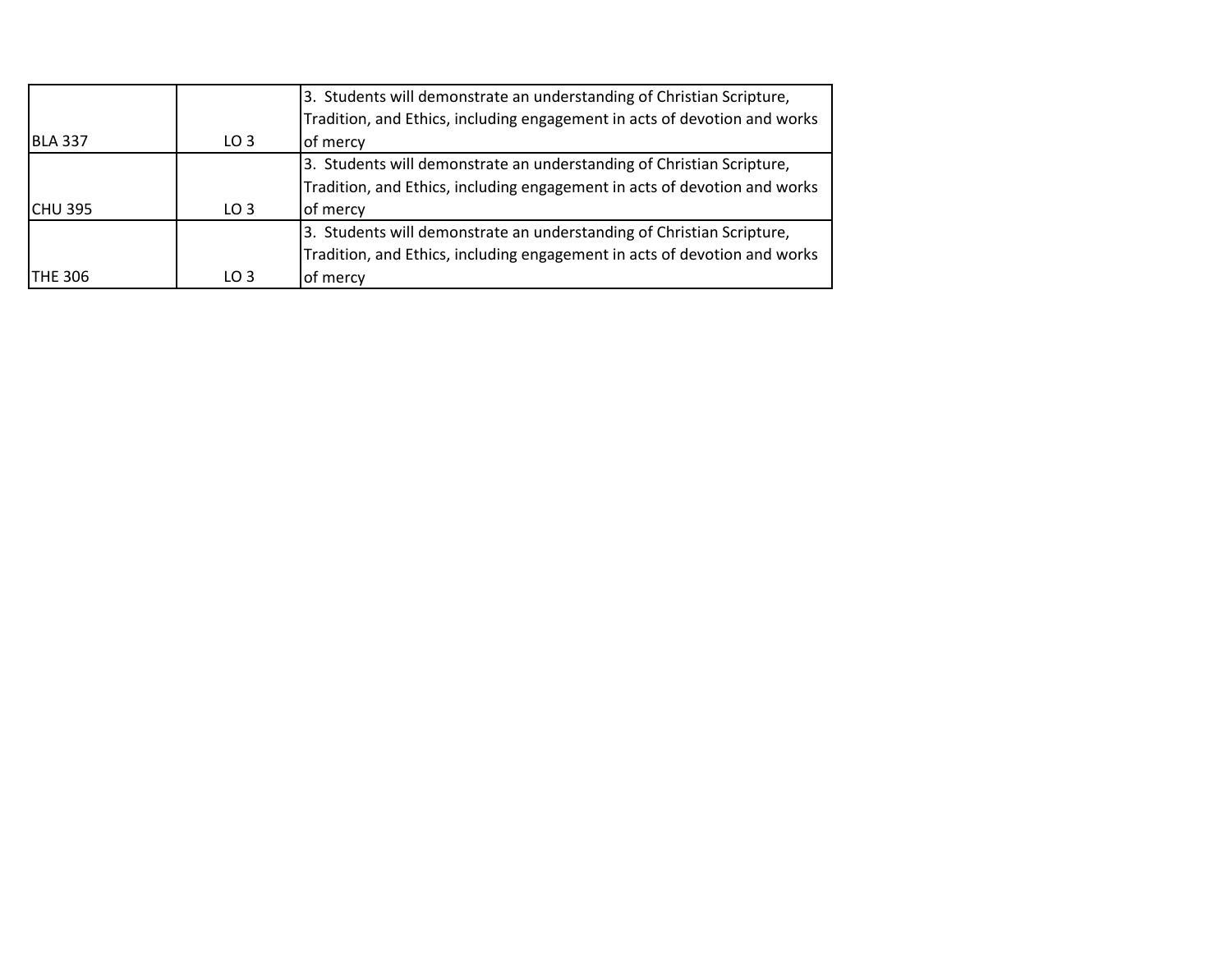| | | |
|---|---|---|
| BLA 337 | LO 3 | 3. Students will demonstrate an understanding of Christian Scripture, Tradition, and Ethics, including engagement in acts of devotion and works of mercy |
| CHU 395 | LO 3 | 3. Students will demonstrate an understanding of Christian Scripture, Tradition, and Ethics, including engagement in acts of devotion and works of mercy |
| THE 306 | LO 3 | 3. Students will demonstrate an understanding of Christian Scripture, Tradition, and Ethics, including engagement in acts of devotion and works of mercy |